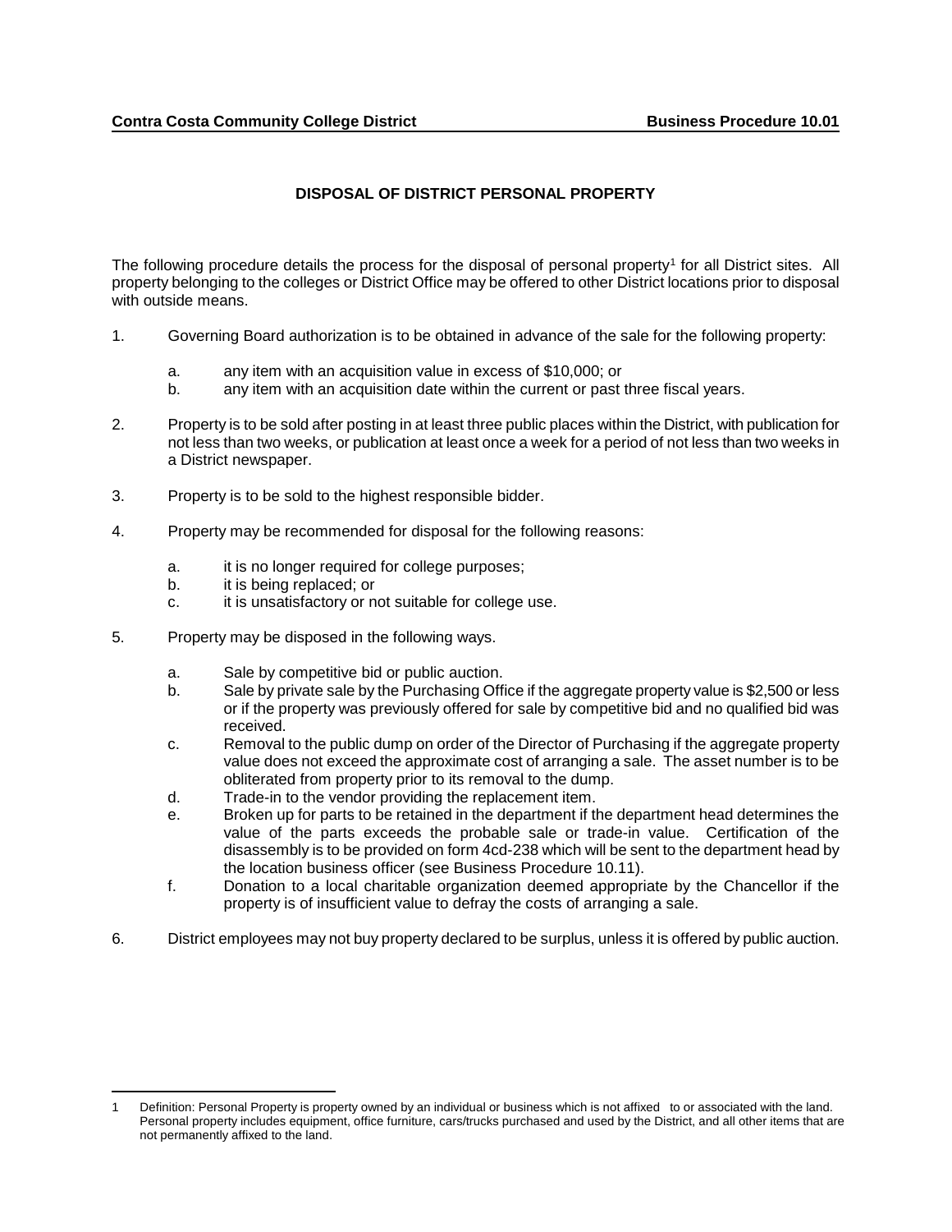**Contra Costa Community College District** **Business Procedure 10.01**

# DISPOSAL OF DISTRICT PERSONAL PROPERTY

The following procedure details the process for the disposal of personal property[1] for all District sites. All property belonging to the colleges or District Office may be offered to other District locations prior to disposal with outside means.

1. Governing Board authorization is to be obtained in advance of the sale for the following property:
   a. any item with an acquisition value in excess of $10,000; or
   b. any item with an acquisition date within the current or past three fiscal years.

2. Property is to be sold after posting in at least three public places within the District, with publication for not less than two weeks, or publication at least once a week for a period of not less than two weeks in a District newspaper.

3. Property is to be sold to the highest responsible bidder.

4. Property may be recommended for disposal for the following reasons:
   a. it is no longer required for college purposes;
   b. it is being replaced; or
   c. it is unsatisfactory or not suitable for college use.

5. Property may be disposed in the following ways.
   a. Sale by competitive bid or public auction.
   b. Sale by private sale by the Purchasing Office if the aggregate property value is $2,500 or less or if the property was previously offered for sale by competitive bid and no qualified bid was received.
   c. Removal to the public dump on order of the Director of Purchasing if the aggregate property value does not exceed the approximate cost of arranging a sale. The asset number is to be obliterated from property prior to its removal to the dump.
   d. Trade-in to the vendor providing the replacement item.
   e. Broken up for parts to be retained in the department if the department head determines the value of the parts exceeds the probable sale or trade-in value. Certification of the disassembly is to be provided on form 4cd-238 which will be sent to the department head by the location business officer (see Business Procedure 10.11).
   f. Donation to a local charitable organization deemed appropriate by the Chancellor if the property is of insufficient value to defray the costs of arranging a sale.

6. District employees may not buy property declared to be surplus, unless it is offered by public auction.

---

1 Definition: Personal Property is property owned by an individual or business which is not affixed to or associated with the land. Personal property includes equipment, office furniture, cars/trucks purchased and used by the District, and all other items that are not permanently affixed to the land.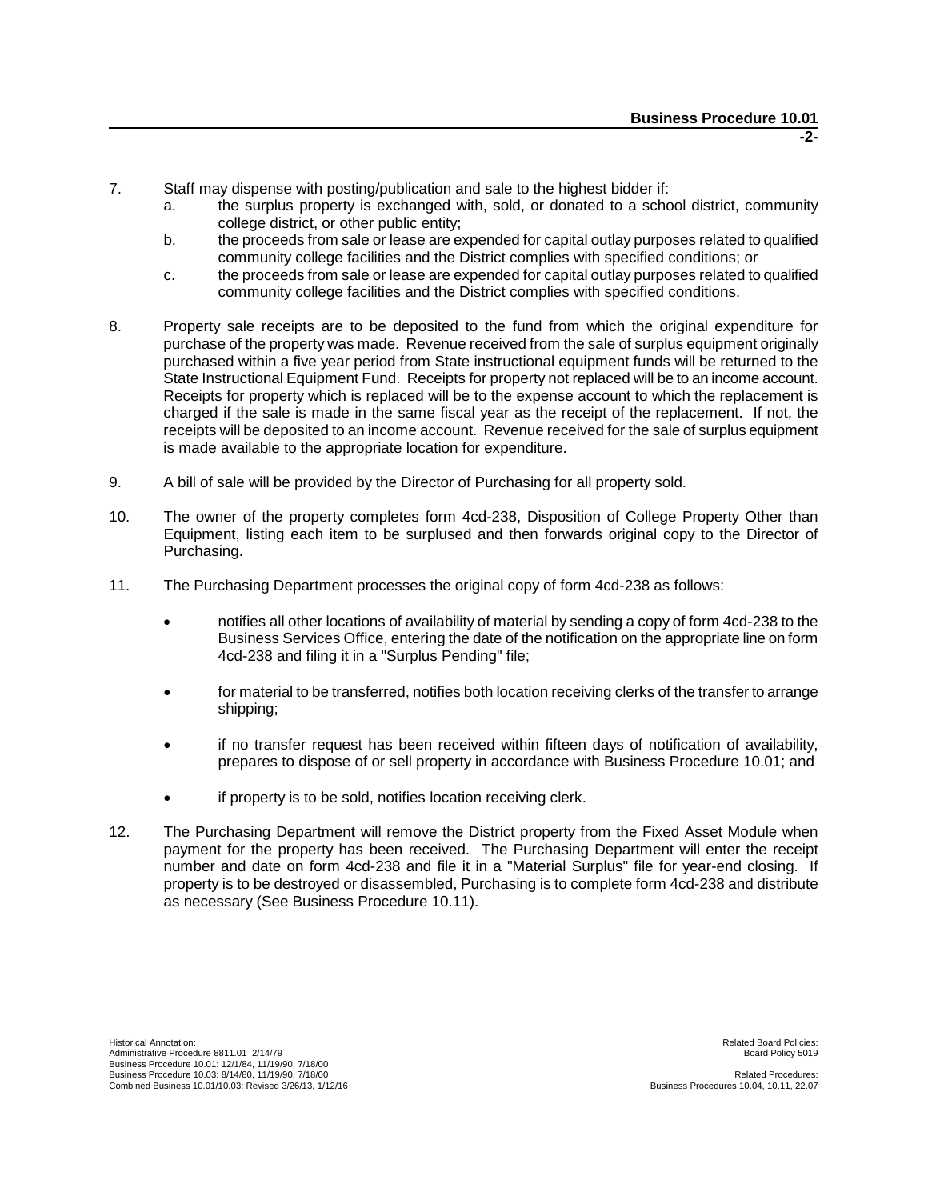7. Staff may dispense with posting/publication and sale to the highest bidder if:
   a. the surplus property is exchanged with, sold, or donated to a school district, community college district, or other public entity;
   b. the proceeds from sale or lease are expended for capital outlay purposes related to qualified community college facilities and the District complies with specified conditions; or
   c. the proceeds from sale or lease are expended for capital outlay purposes related to qualified community college facilities and the District complies with specified conditions.

8. Property sale receipts are to be deposited to the fund from which the original expenditure for purchase of the property was made. Revenue received from the sale of surplus equipment originally purchased within a five year period from State instructional equipment funds will be returned to the State Instructional Equipment Fund. Receipts for property not replaced will be to an income account. Receipts for property which is replaced will be to the expense account to which the replacement is charged if the sale is made in the same fiscal year as the receipt of the replacement. If not, the receipts will be deposited to an income account. Revenue received for the sale of surplus equipment is made available to the appropriate location for expenditure.

9. A bill of sale will be provided by the Director of Purchasing for all property sold.

10. The owner of the property completes form 4cd-238, Disposition of College Property Other than Equipment, listing each item to be surplused and then forwards original copy to the Director of Purchasing.

11. The Purchasing Department processes the original copy of form 4cd-238 as follows:

    - notifies all other locations of availability of material by sending a copy of form 4cd-238 to the Business Services Office, entering the date of the notification on the appropriate line on form 4cd-238 and filing it in a "Surplus Pending" file;

    - for material to be transferred, notifies both location receiving clerks of the transfer to arrange shipping;

    - if no transfer request has been received within fifteen days of notification of availability, prepares to dispose of or sell property in accordance with Business Procedure 10.01; and

    - if property is to be sold, notifies location receiving clerk.

12. The Purchasing Department will remove the District property from the Fixed Asset Module when payment for the property has been received. The Purchasing Department will enter the receipt number and date on form 4cd-238 and file it in a "Material Surplus" file for year-end closing. If property is to be destroyed or disassembled, Purchasing is to complete form 4cd-238 and distribute as necessary (See Business Procedure 10.11).

Historical Annotation:
Administrative Procedure 8811.01 2/14/79
Business Procedure 10.01: 12/1/84, 11/19/90, 7/18/00
Business Procedure 10.03: 8/14/80, 11/19/90, 7/18/00
Combined Business 10.01/10.03: Revised 3/26/13, 1/12/16

Related Board Policies:
Board Policy 5019

Related Procedures:
Business Procedures 10.04, 10.11, 22.07